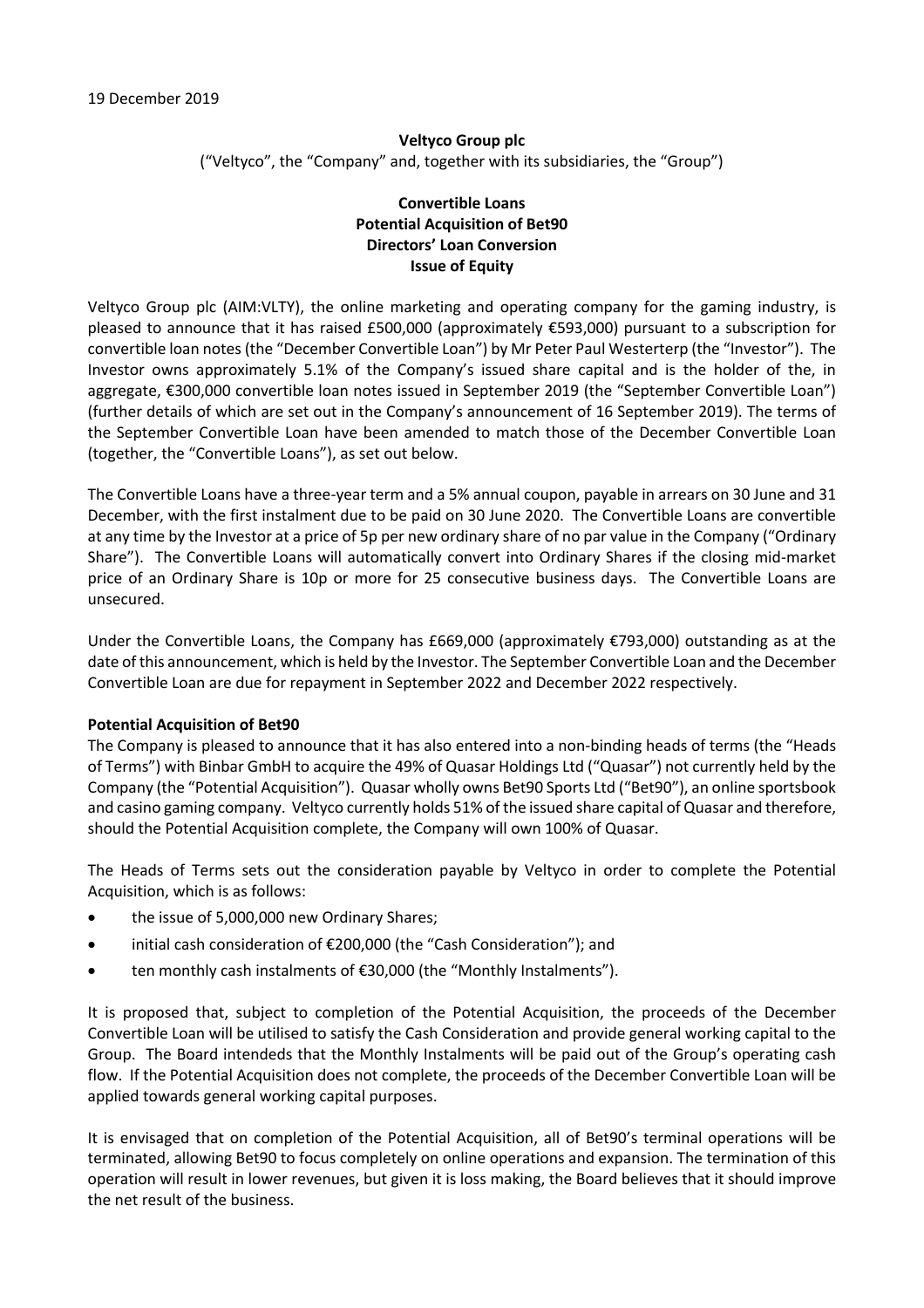19 December 2019

**Veltyco Group plc**

("Veltyco", the "Company" and, together with its subsidiaries, the "Group")

**Convertible Loans**
**Potential Acquisition of Bet90**
**Directors' Loan Conversion**
**Issue of Equity**

Veltyco Group plc (AIM:VLTY), the online marketing and operating company for the gaming industry, is pleased to announce that it has raised £500,000 (approximately €593,000) pursuant to a subscription for convertible loan notes (the "December Convertible Loan") by Mr Peter Paul Westerterp (the "Investor"). The Investor owns approximately 5.1% of the Company's issued share capital and is the holder of the, in aggregate, €300,000 convertible loan notes issued in September 2019 (the "September Convertible Loan") (further details of which are set out in the Company's announcement of 16 September 2019). The terms of the September Convertible Loan have been amended to match those of the December Convertible Loan (together, the "Convertible Loans"), as set out below.

The Convertible Loans have a three-year term and a 5% annual coupon, payable in arrears on 30 June and 31 December, with the first instalment due to be paid on 30 June 2020. The Convertible Loans are convertible at any time by the Investor at a price of 5p per new ordinary share of no par value in the Company ("Ordinary Share"). The Convertible Loans will automatically convert into Ordinary Shares if the closing mid-market price of an Ordinary Share is 10p or more for 25 consecutive business days. The Convertible Loans are unsecured.

Under the Convertible Loans, the Company has £669,000 (approximately €793,000) outstanding as at the date of this announcement, which is held by the Investor. The September Convertible Loan and the December Convertible Loan are due for repayment in September 2022 and December 2022 respectively.

**Potential Acquisition of Bet90**

The Company is pleased to announce that it has also entered into a non-binding heads of terms (the "Heads of Terms") with Binbar GmbH to acquire the 49% of Quasar Holdings Ltd ("Quasar") not currently held by the Company (the "Potential Acquisition"). Quasar wholly owns Bet90 Sports Ltd ("Bet90"), an online sportsbook and casino gaming company. Veltyco currently holds 51% of the issued share capital of Quasar and therefore, should the Potential Acquisition complete, the Company will own 100% of Quasar.

The Heads of Terms sets out the consideration payable by Veltyco in order to complete the Potential Acquisition, which is as follows:

- the issue of 5,000,000 new Ordinary Shares;
- initial cash consideration of €200,000 (the "Cash Consideration"); and
- ten monthly cash instalments of €30,000 (the "Monthly Instalments").

It is proposed that, subject to completion of the Potential Acquisition, the proceeds of the December Convertible Loan will be utilised to satisfy the Cash Consideration and provide general working capital to the Group. The Board intendeds that the Monthly Instalments will be paid out of the Group's operating cash flow. If the Potential Acquisition does not complete, the proceeds of the December Convertible Loan will be applied towards general working capital purposes.

It is envisaged that on completion of the Potential Acquisition, all of Bet90's terminal operations will be terminated, allowing Bet90 to focus completely on online operations and expansion. The termination of this operation will result in lower revenues, but given it is loss making, the Board believes that it should improve the net result of the business.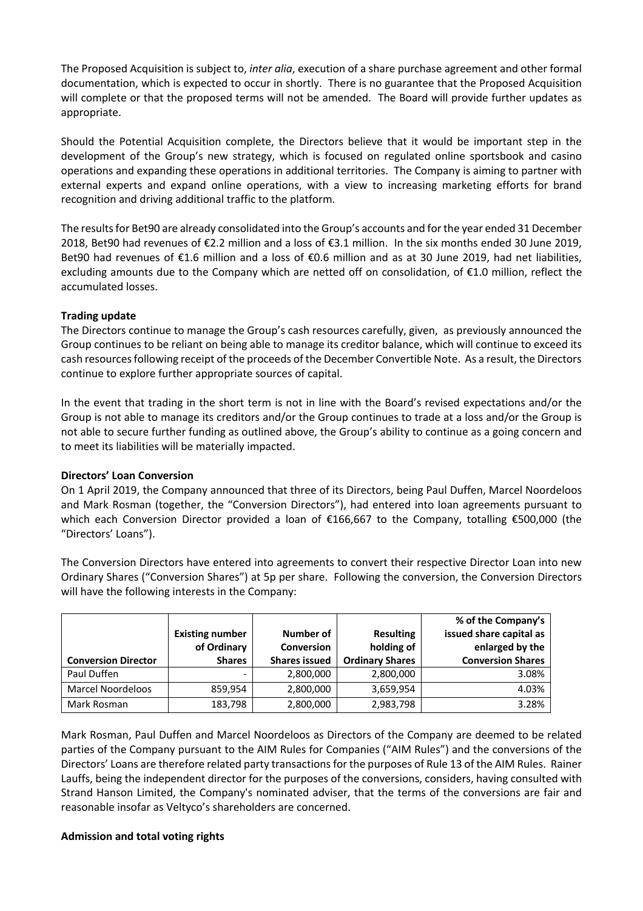The Proposed Acquisition is subject to, *inter alia*, execution of a share purchase agreement and other formal documentation, which is expected to occur in shortly. There is no guarantee that the Proposed Acquisition will complete or that the proposed terms will not be amended. The Board will provide further updates as appropriate.

Should the Potential Acquisition complete, the Directors believe that it would be important step in the development of the Group's new strategy, which is focused on regulated online sportsbook and casino operations and expanding these operations in additional territories. The Company is aiming to partner with external experts and expand online operations, with a view to increasing marketing efforts for brand recognition and driving additional traffic to the platform.

The results for Bet90 are already consolidated into the Group's accounts and for the year ended 31 December 2018, Bet90 had revenues of €2.2 million and a loss of €3.1 million. In the six months ended 30 June 2019, Bet90 had revenues of €1.6 million and a loss of €0.6 million and as at 30 June 2019, had net liabilities, excluding amounts due to the Company which are netted off on consolidation, of €1.0 million, reflect the accumulated losses.

**Trading update**

The Directors continue to manage the Group's cash resources carefully, given, as previously announced the Group continues to be reliant on being able to manage its creditor balance, which will continue to exceed its cash resources following receipt of the proceeds of the December Convertible Note. As a result, the Directors continue to explore further appropriate sources of capital.

In the event that trading in the short term is not in line with the Board's revised expectations and/or the Group is not able to manage its creditors and/or the Group continues to trade at a loss and/or the Group is not able to secure further funding as outlined above, the Group's ability to continue as a going concern and to meet its liabilities will be materially impacted.

**Directors' Loan Conversion**

On 1 April 2019, the Company announced that three of its Directors, being Paul Duffen, Marcel Noordeloos and Mark Rosman (together, the "Conversion Directors"), had entered into loan agreements pursuant to which each Conversion Director provided a loan of €166,667 to the Company, totalling €500,000 (the "Directors' Loans").

The Conversion Directors have entered into agreements to convert their respective Director Loan into new Ordinary Shares ("Conversion Shares") at 5p per share. Following the conversion, the Conversion Directors will have the following interests in the Company:

| Conversion Director | Existing number of Ordinary Shares | Number of Conversion Shares issued | Resulting holding of Ordinary Shares | % of the Company's issued share capital as enlarged by the Conversion Shares |
|---|---|---|---|---|
| Paul Duffen | - | 2,800,000 | 2,800,000 | 3.08% |
| Marcel Noordeloos | 859,954 | 2,800,000 | 3,659,954 | 4.03% |
| Mark Rosman | 183,798 | 2,800,000 | 2,983,798 | 3.28% |

Mark Rosman, Paul Duffen and Marcel Noordeloos as Directors of the Company are deemed to be related parties of the Company pursuant to the AIM Rules for Companies ("AIM Rules") and the conversions of the Directors' Loans are therefore related party transactions for the purposes of Rule 13 of the AIM Rules. Rainer Lauffs, being the independent director for the purposes of the conversions, considers, having consulted with Strand Hanson Limited, the Company's nominated adviser, that the terms of the conversions are fair and reasonable insofar as Veltyco's shareholders are concerned.

**Admission and total voting rights**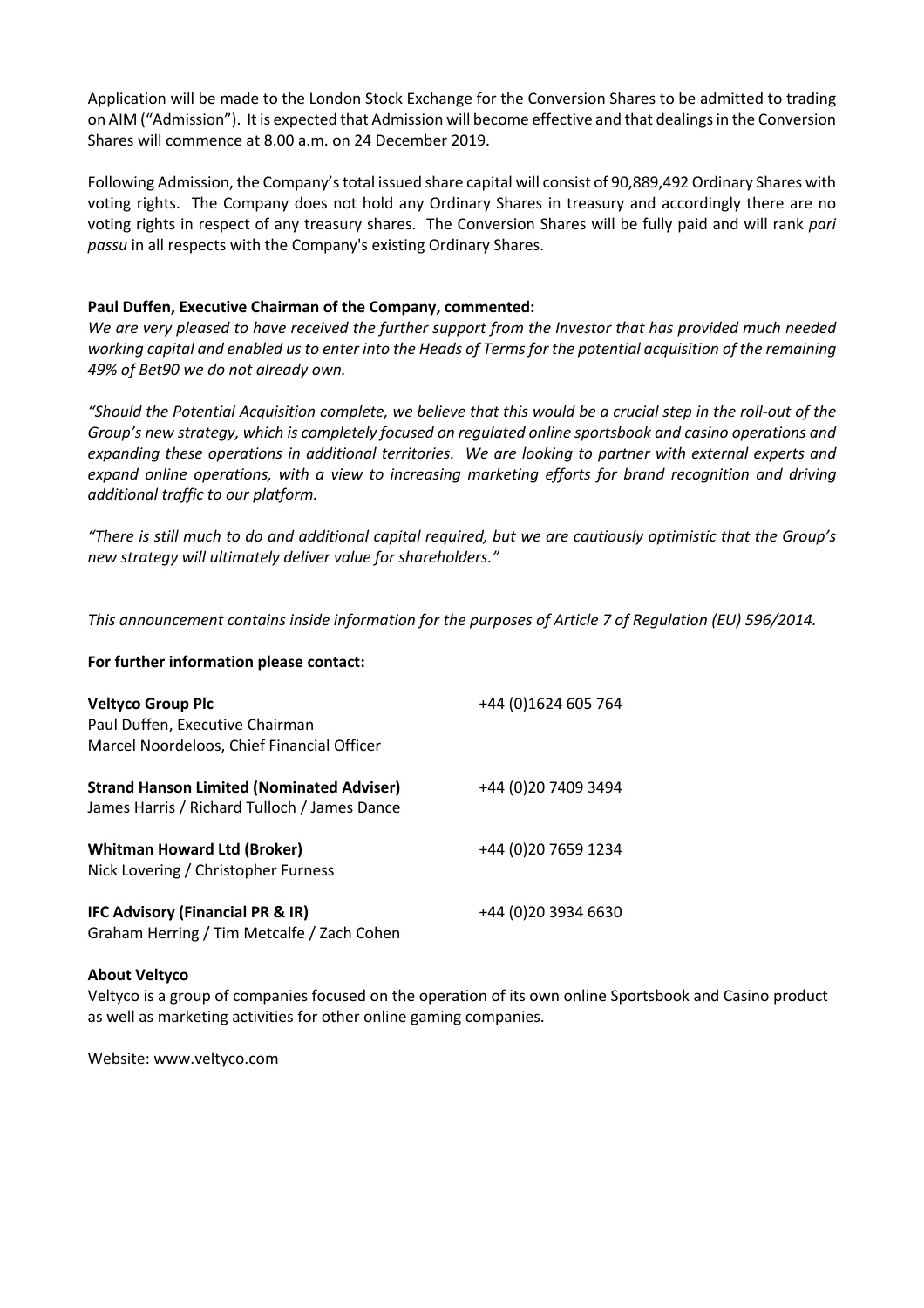Application will be made to the London Stock Exchange for the Conversion Shares to be admitted to trading on AIM ("Admission"). It is expected that Admission will become effective and that dealings in the Conversion Shares will commence at 8.00 a.m. on 24 December 2019.

Following Admission, the Company's total issued share capital will consist of 90,889,492 Ordinary Shares with voting rights. The Company does not hold any Ordinary Shares in treasury and accordingly there are no voting rights in respect of any treasury shares. The Conversion Shares will be fully paid and will rank *pari passu* in all respects with the Company's existing Ordinary Shares.

**Paul Duffen, Executive Chairman of the Company, commented:**

*We are very pleased to have received the further support from the Investor that has provided much needed working capital and enabled us to enter into the Heads of Terms for the potential acquisition of the remaining 49% of Bet90 we do not already own.*

*"Should the Potential Acquisition complete, we believe that this would be a crucial step in the roll-out of the Group's new strategy, which is completely focused on regulated online sportsbook and casino operations and expanding these operations in additional territories. We are looking to partner with external experts and expand online operations, with a view to increasing marketing efforts for brand recognition and driving additional traffic to our platform.*

*"There is still much to do and additional capital required, but we are cautiously optimistic that the Group's new strategy will ultimately deliver value for shareholders."*

*This announcement contains inside information for the purposes of Article 7 of Regulation (EU) 596/2014.*

**For further information please contact:**

**Veltyco Group Plc** — +44 (0)1624 605 764
Paul Duffen, Executive Chairman
Marcel Noordeloos, Chief Financial Officer

**Strand Hanson Limited (Nominated Adviser)** — +44 (0)20 7409 3494
James Harris / Richard Tulloch / James Dance

**Whitman Howard Ltd (Broker)** — +44 (0)20 7659 1234
Nick Lovering / Christopher Furness

**IFC Advisory (Financial PR & IR)** — +44 (0)20 3934 6630
Graham Herring / Tim Metcalfe / Zach Cohen

**About Veltyco**

Veltyco is a group of companies focused on the operation of its own online Sportsbook and Casino product as well as marketing activities for other online gaming companies.

Website: www.veltyco.com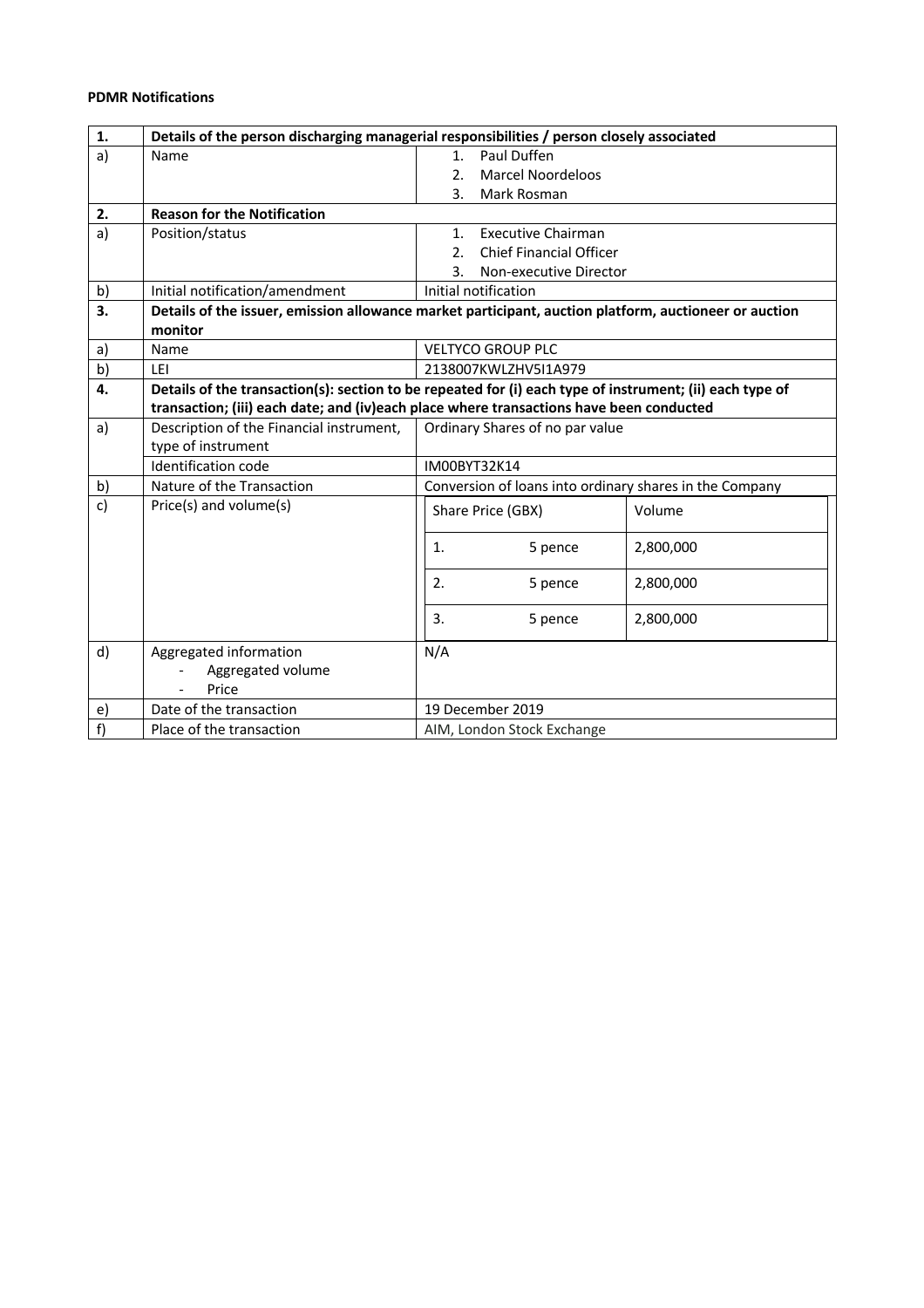**PDMR Notifications**

| | | |
|---|---|---|
| **1.** | **Details of the person discharging managerial responsibilities / person closely associated** | |
| a) | Name | 1. Paul Duffen<br>2. Marcel Noordeloos<br>3. Mark Rosman |
| **2.** | **Reason for the Notification** | |
| a) | Position/status | 1. Executive Chairman<br>2. Chief Financial Officer<br>3. Non-executive Director |
| b) | Initial notification/amendment | Initial notification |
| **3.** | **Details of the issuer, emission allowance market participant, auction platform, auctioneer or auction monitor** | |
| a) | Name | VELTYCO GROUP PLC |
| b) | LEI | 2138007KWLZHV5I1A979 |
| **4.** | **Details of the transaction(s): section to be repeated for (i) each type of instrument; (ii) each type of transaction; (iii) each date; and (iv)each place where transactions have been conducted** | |
| a) | Description of the Financial instrument, type of instrument | Ordinary Shares of no par value |
| | Identification code | IM00BYT32K14 |
| b) | Nature of the Transaction | Conversion of loans into ordinary shares in the Company |
| c) | Price(s) and volume(s) | Share Price (GBX) / Volume<br>1. 5 pence / 2,800,000<br>2. 5 pence / 2,800,000<br>3. 5 pence / 2,800,000 |
| d) | Aggregated information<br>- Aggregated volume<br>- Price | N/A |
| e) | Date of the transaction | 19 December 2019 |
| f) | Place of the transaction | AIM, London Stock Exchange |